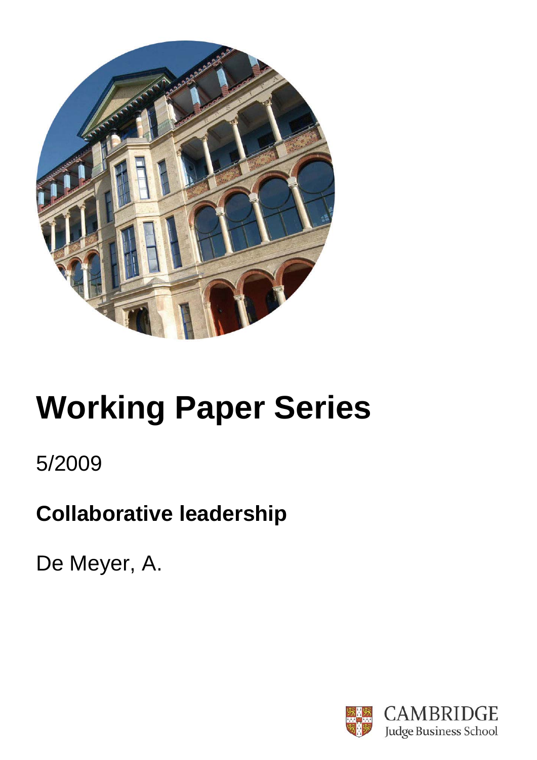# Working Paper Series

5/2009

## Collaborative leadership

De Meyer, A.

CAMBRIDGE
Judge Business School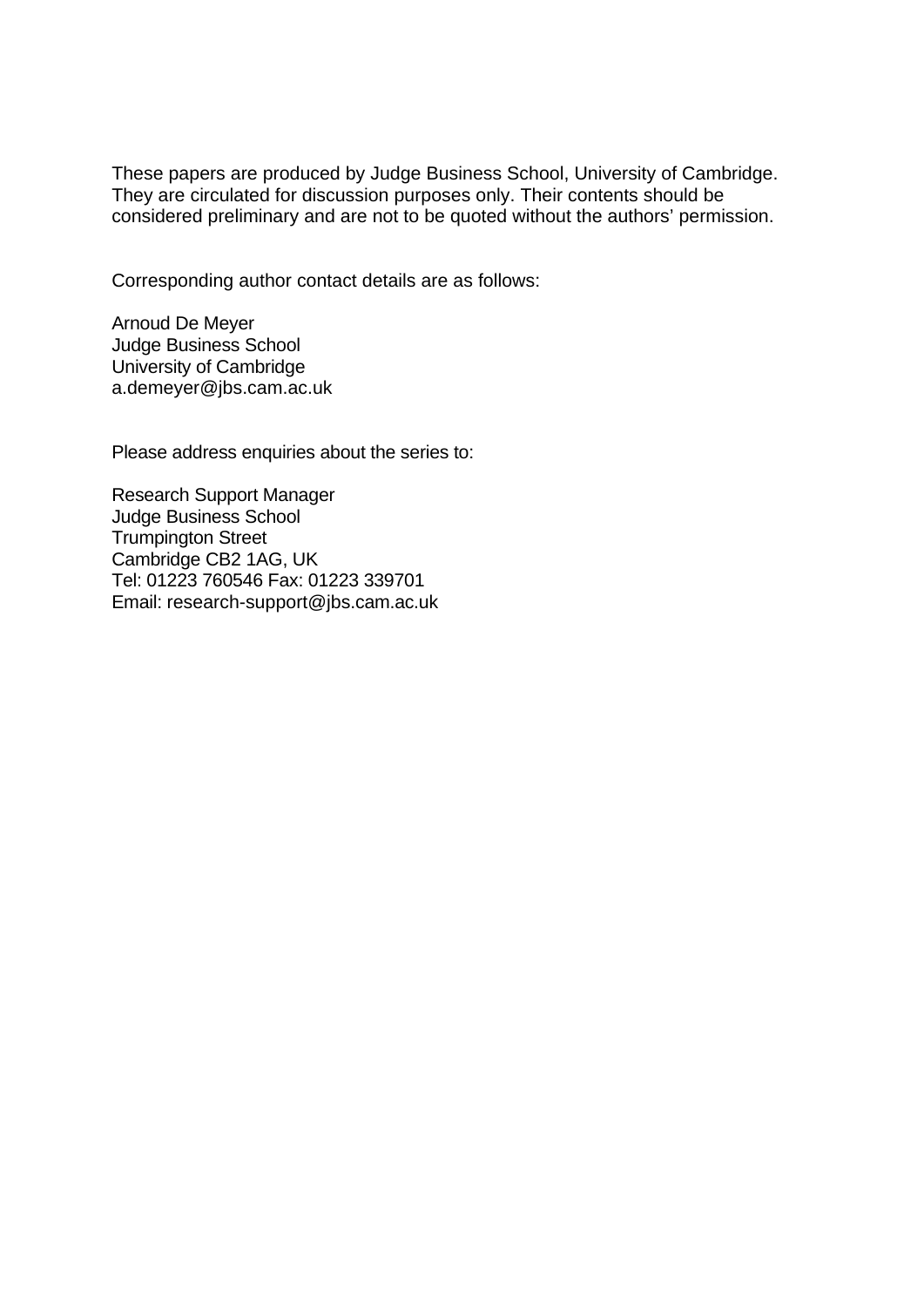These papers are produced by Judge Business School, University of Cambridge. They are circulated for discussion purposes only. Their contents should be considered preliminary and are not to be quoted without the authors' permission.

Corresponding author contact details are as follows:

Arnoud De Meyer  
Judge Business School  
University of Cambridge  
a.demeyer@jbs.cam.ac.uk

Please address enquiries about the series to:

Research Support Manager  
Judge Business School  
Trumpington Street  
Cambridge CB2 1AG, UK  
Tel: 01223 760546 Fax: 01223 339701  
Email: research-support@jbs.cam.ac.uk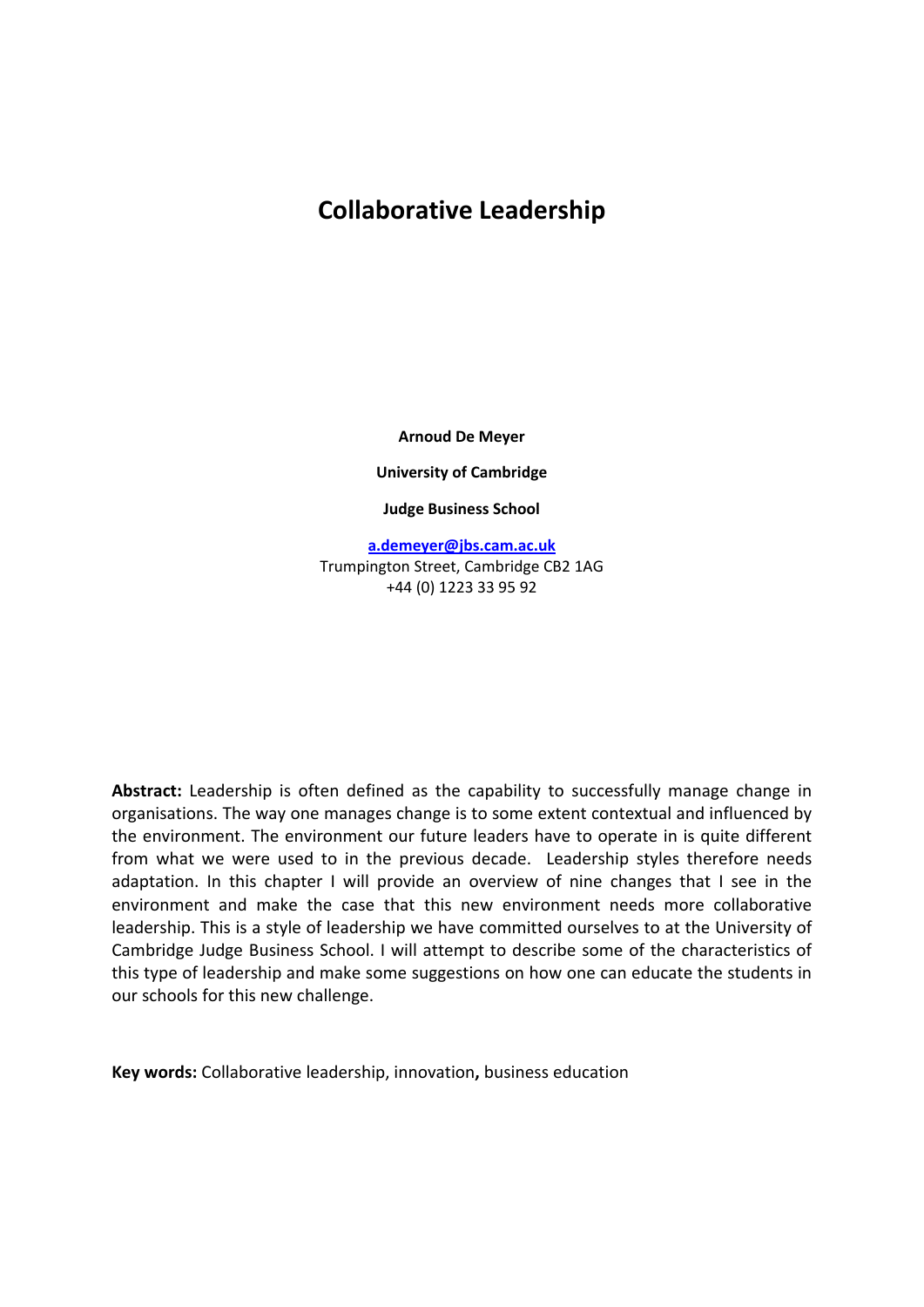# Collaborative Leadership

**Arnoud De Meyer**

**University of Cambridge**

**Judge Business School**

**a.demeyer@jbs.cam.ac.uk**
Trumpington Street, Cambridge CB2 1AG
+44 (0) 1223 33 95 92

**Abstract:** Leadership is often defined as the capability to successfully manage change in organisations. The way one manages change is to some extent contextual and influenced by the environment. The environment our future leaders have to operate in is quite different from what we were used to in the previous decade. Leadership styles therefore needs adaptation. In this chapter I will provide an overview of nine changes that I see in the environment and make the case that this new environment needs more collaborative leadership. This is a style of leadership we have committed ourselves to at the University of Cambridge Judge Business School. I will attempt to describe some of the characteristics of this type of leadership and make some suggestions on how one can educate the students in our schools for this new challenge.

**Key words:** Collaborative leadership, innovation**,** business education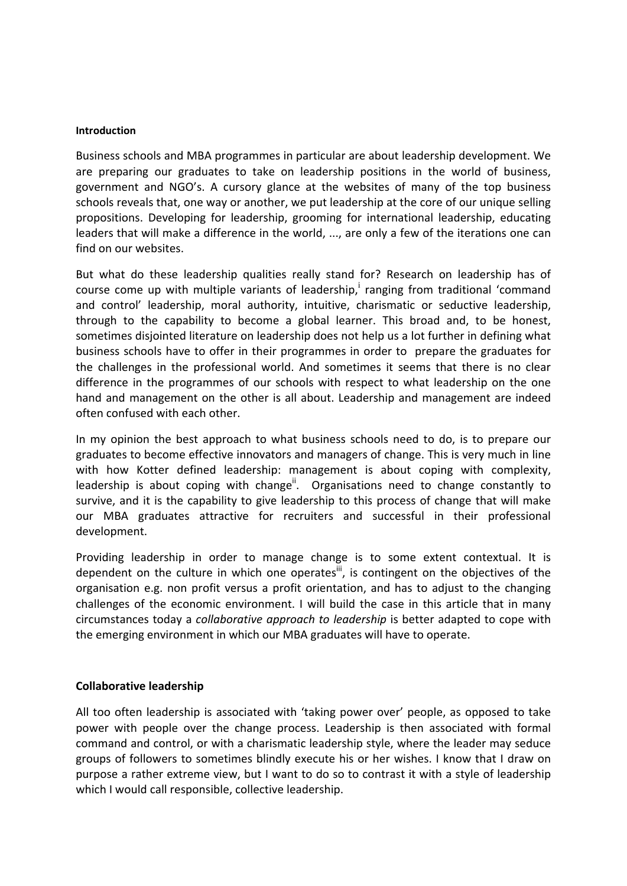### Introduction

Business schools and MBA programmes in particular are about leadership development. We are preparing our graduates to take on leadership positions in the world of business, government and NGO's. A cursory glance at the websites of many of the top business schools reveals that, one way or another, we put leadership at the core of our unique selling propositions. Developing for leadership, grooming for international leadership, educating leaders that will make a difference in the world, ..., are only a few of the iterations one can find on our websites.

But what do these leadership qualities really stand for? Research on leadership has of course come up with multiple variants of leadership,[i] ranging from traditional 'command and control' leadership, moral authority, intuitive, charismatic or seductive leadership, through to the capability to become a global learner. This broad and, to be honest, sometimes disjointed literature on leadership does not help us a lot further in defining what business schools have to offer in their programmes in order to prepare the graduates for the challenges in the professional world. And sometimes it seems that there is no clear difference in the programmes of our schools with respect to what leadership on the one hand and management on the other is all about. Leadership and management are indeed often confused with each other.

In my opinion the best approach to what business schools need to do, is to prepare our graduates to become effective innovators and managers of change. This is very much in line with how Kotter defined leadership: management is about coping with complexity, leadership is about coping with change[ii]. Organisations need to change constantly to survive, and it is the capability to give leadership to this process of change that will make our MBA graduates attractive for recruiters and successful in their professional development.

Providing leadership in order to manage change is to some extent contextual. It is dependent on the culture in which one operates[iii], is contingent on the objectives of the organisation e.g. non profit versus a profit orientation, and has to adjust to the changing challenges of the economic environment. I will build the case in this article that in many circumstances today a *collaborative approach to leadership* is better adapted to cope with the emerging environment in which our MBA graduates will have to operate.

### Collaborative leadership

All too often leadership is associated with 'taking power over' people, as opposed to take power with people over the change process. Leadership is then associated with formal command and control, or with a charismatic leadership style, where the leader may seduce groups of followers to sometimes blindly execute his or her wishes. I know that I draw on purpose a rather extreme view, but I want to do so to contrast it with a style of leadership which I would call responsible, collective leadership.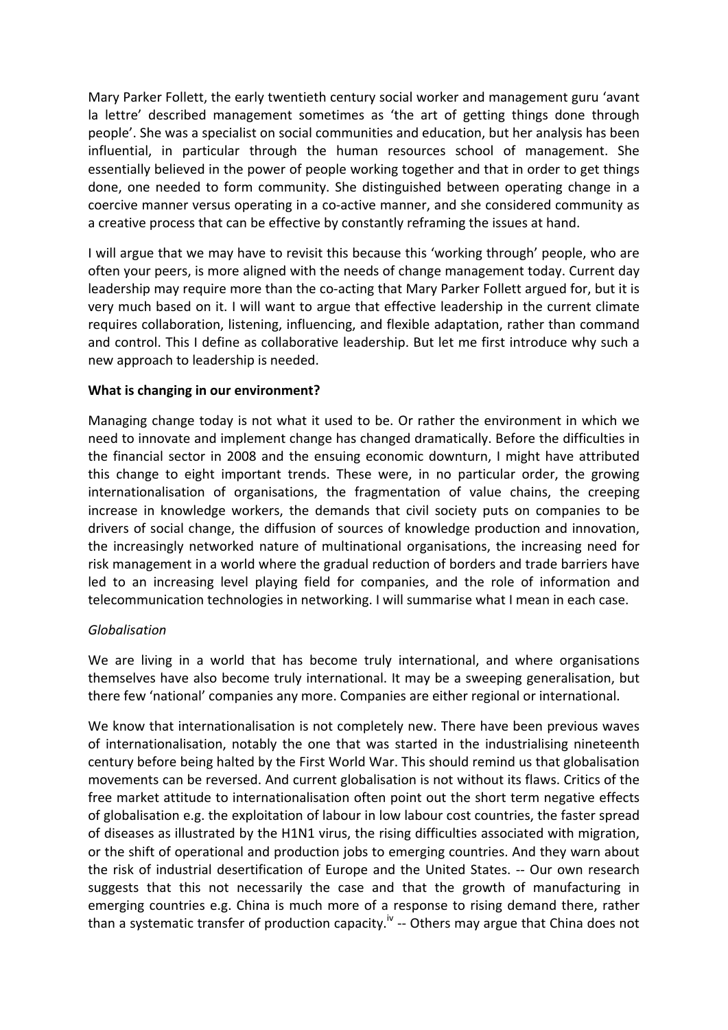Mary Parker Follett, the early twentieth century social worker and management guru 'avant la lettre' described management sometimes as 'the art of getting things done through people'. She was a specialist on social communities and education, but her analysis has been influential, in particular through the human resources school of management. She essentially believed in the power of people working together and that in order to get things done, one needed to form community. She distinguished between operating change in a coercive manner versus operating in a co-active manner, and she considered community as a creative process that can be effective by constantly reframing the issues at hand.

I will argue that we may have to revisit this because this 'working through' people, who are often your peers, is more aligned with the needs of change management today. Current day leadership may require more than the co-acting that Mary Parker Follett argued for, but it is very much based on it. I will want to argue that effective leadership in the current climate requires collaboration, listening, influencing, and flexible adaptation, rather than command and control. This I define as collaborative leadership. But let me first introduce why such a new approach to leadership is needed.

**What is changing in our environment?**

Managing change today is not what it used to be. Or rather the environment in which we need to innovate and implement change has changed dramatically. Before the difficulties in the financial sector in 2008 and the ensuing economic downturn, I might have attributed this change to eight important trends. These were, in no particular order, the growing internationalisation of organisations, the fragmentation of value chains, the creeping increase in knowledge workers, the demands that civil society puts on companies to be drivers of social change, the diffusion of sources of knowledge production and innovation, the increasingly networked nature of multinational organisations, the increasing need for risk management in a world where the gradual reduction of borders and trade barriers have led to an increasing level playing field for companies, and the role of information and telecommunication technologies in networking. I will summarise what I mean in each case.

*Globalisation*

We are living in a world that has become truly international, and where organisations themselves have also become truly international. It may be a sweeping generalisation, but there few 'national' companies any more. Companies are either regional or international.

We know that internationalisation is not completely new. There have been previous waves of internationalisation, notably the one that was started in the industrialising nineteenth century before being halted by the First World War. This should remind us that globalisation movements can be reversed. And current globalisation is not without its flaws. Critics of the free market attitude to internationalisation often point out the short term negative effects of globalisation e.g. the exploitation of labour in low labour cost countries, the faster spread of diseases as illustrated by the H1N1 virus, the rising difficulties associated with migration, or the shift of operational and production jobs to emerging countries. And they warn about the risk of industrial desertification of Europe and the United States. -- Our own research suggests that this not necessarily the case and that the growth of manufacturing in emerging countries e.g. China is much more of a response to rising demand there, rather than a systematic transfer of production capacity.[iv] -- Others may argue that China does not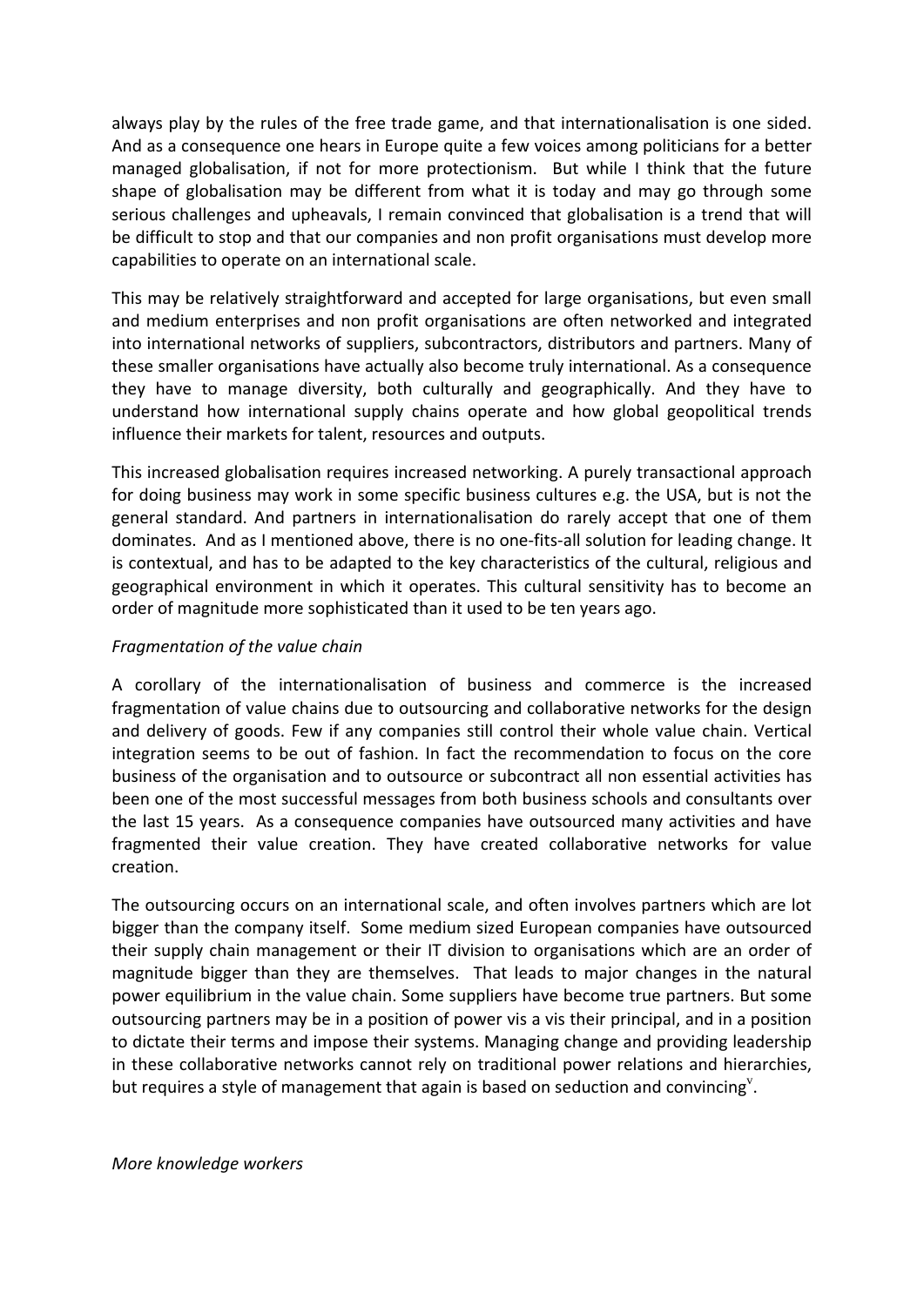always play by the rules of the free trade game, and that internationalisation is one sided. And as a consequence one hears in Europe quite a few voices among politicians for a better managed globalisation, if not for more protectionism. But while I think that the future shape of globalisation may be different from what it is today and may go through some serious challenges and upheavals, I remain convinced that globalisation is a trend that will be difficult to stop and that our companies and non profit organisations must develop more capabilities to operate on an international scale.

This may be relatively straightforward and accepted for large organisations, but even small and medium enterprises and non profit organisations are often networked and integrated into international networks of suppliers, subcontractors, distributors and partners. Many of these smaller organisations have actually also become truly international. As a consequence they have to manage diversity, both culturally and geographically. And they have to understand how international supply chains operate and how global geopolitical trends influence their markets for talent, resources and outputs.

This increased globalisation requires increased networking. A purely transactional approach for doing business may work in some specific business cultures e.g. the USA, but is not the general standard. And partners in internationalisation do rarely accept that one of them dominates. And as I mentioned above, there is no one-fits-all solution for leading change. It is contextual, and has to be adapted to the key characteristics of the cultural, religious and geographical environment in which it operates. This cultural sensitivity has to become an order of magnitude more sophisticated than it used to be ten years ago.

*Fragmentation of the value chain*

A corollary of the internationalisation of business and commerce is the increased fragmentation of value chains due to outsourcing and collaborative networks for the design and delivery of goods. Few if any companies still control their whole value chain. Vertical integration seems to be out of fashion. In fact the recommendation to focus on the core business of the organisation and to outsource or subcontract all non essential activities has been one of the most successful messages from both business schools and consultants over the last 15 years. As a consequence companies have outsourced many activities and have fragmented their value creation. They have created collaborative networks for value creation.

The outsourcing occurs on an international scale, and often involves partners which are lot bigger than the company itself. Some medium sized European companies have outsourced their supply chain management or their IT division to organisations which are an order of magnitude bigger than they are themselves. That leads to major changes in the natural power equilibrium in the value chain. Some suppliers have become true partners. But some outsourcing partners may be in a position of power vis a vis their principal, and in a position to dictate their terms and impose their systems. Managing change and providing leadership in these collaborative networks cannot rely on traditional power relations and hierarchies, but requires a style of management that again is based on seduction and convincing[v].

*More knowledge workers*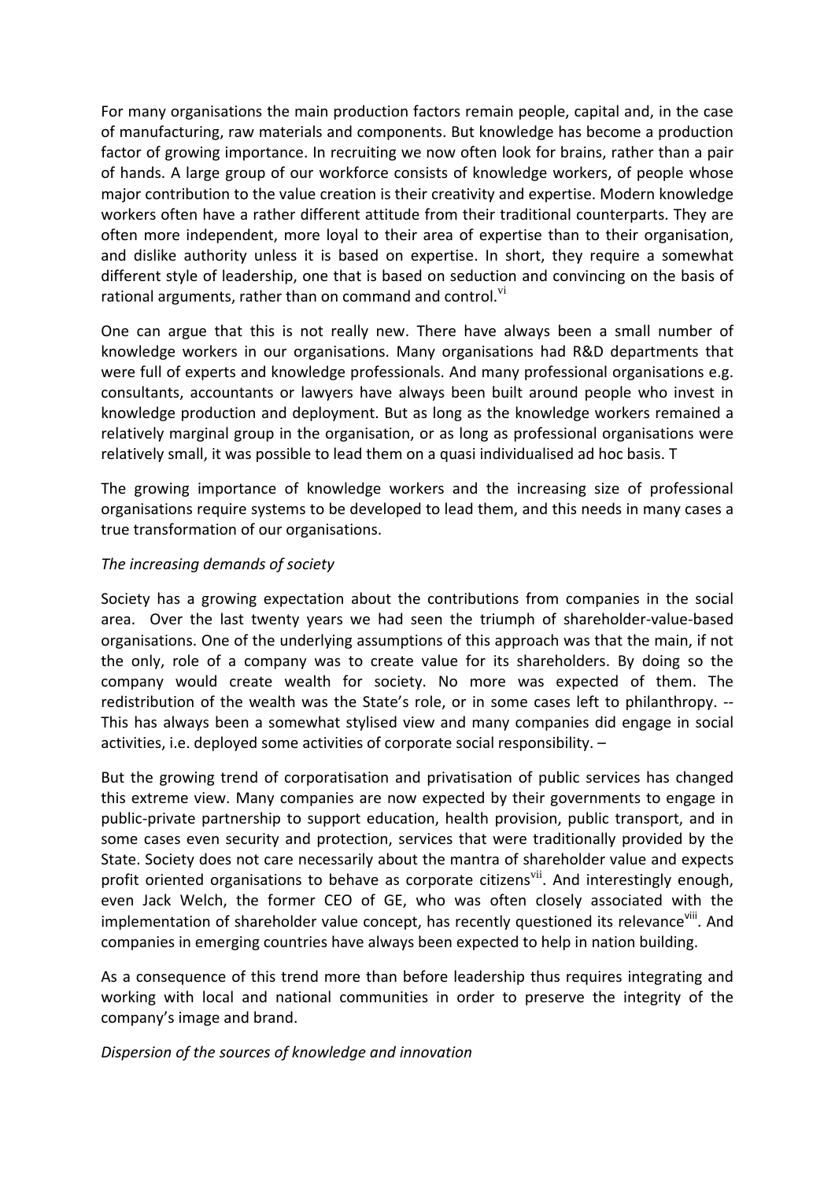For many organisations the main production factors remain people, capital and, in the case of manufacturing, raw materials and components. But knowledge has become a production factor of growing importance. In recruiting we now often look for brains, rather than a pair of hands. A large group of our workforce consists of knowledge workers, of people whose major contribution to the value creation is their creativity and expertise. Modern knowledge workers often have a rather different attitude from their traditional counterparts. They are often more independent, more loyal to their area of expertise than to their organisation, and dislike authority unless it is based on expertise. In short, they require a somewhat different style of leadership, one that is based on seduction and convincing on the basis of rational arguments, rather than on command and control.[vi]

One can argue that this is not really new. There have always been a small number of knowledge workers in our organisations. Many organisations had R&D departments that were full of experts and knowledge professionals. And many professional organisations e.g. consultants, accountants or lawyers have always been built around people who invest in knowledge production and deployment. But as long as the knowledge workers remained a relatively marginal group in the organisation, or as long as professional organisations were relatively small, it was possible to lead them on a quasi individualised ad hoc basis. T

The growing importance of knowledge workers and the increasing size of professional organisations require systems to be developed to lead them, and this needs in many cases a true transformation of our organisations.

*The increasing demands of society*

Society has a growing expectation about the contributions from companies in the social area. Over the last twenty years we had seen the triumph of shareholder-value-based organisations. One of the underlying assumptions of this approach was that the main, if not the only, role of a company was to create value for its shareholders. By doing so the company would create wealth for society. No more was expected of them. The redistribution of the wealth was the State's role, or in some cases left to philanthropy. -- This has always been a somewhat stylised view and many companies did engage in social activities, i.e. deployed some activities of corporate social responsibility. –

But the growing trend of corporatisation and privatisation of public services has changed this extreme view. Many companies are now expected by their governments to engage in public-private partnership to support education, health provision, public transport, and in some cases even security and protection, services that were traditionally provided by the State. Society does not care necessarily about the mantra of shareholder value and expects profit oriented organisations to behave as corporate citizens[vii]. And interestingly enough, even Jack Welch, the former CEO of GE, who was often closely associated with the implementation of shareholder value concept, has recently questioned its relevance[viii]. And companies in emerging countries have always been expected to help in nation building.

As a consequence of this trend more than before leadership thus requires integrating and working with local and national communities in order to preserve the integrity of the company's image and brand.

*Dispersion of the sources of knowledge and innovation*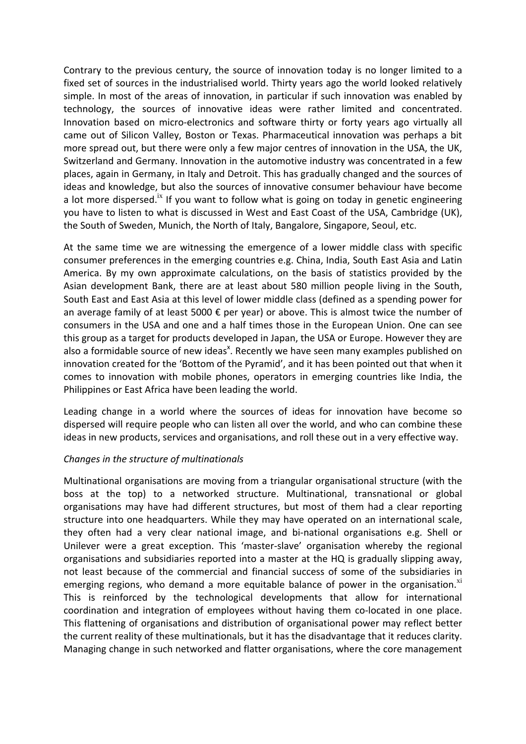Contrary to the previous century, the source of innovation today is no longer limited to a fixed set of sources in the industrialised world. Thirty years ago the world looked relatively simple. In most of the areas of innovation, in particular if such innovation was enabled by technology, the sources of innovative ideas were rather limited and concentrated. Innovation based on micro-electronics and software thirty or forty years ago virtually all came out of Silicon Valley, Boston or Texas. Pharmaceutical innovation was perhaps a bit more spread out, but there were only a few major centres of innovation in the USA, the UK, Switzerland and Germany. Innovation in the automotive industry was concentrated in a few places, again in Germany, in Italy and Detroit. This has gradually changed and the sources of ideas and knowledge, but also the sources of innovative consumer behaviour have become a lot more dispersed.[ix] If you want to follow what is going on today in genetic engineering you have to listen to what is discussed in West and East Coast of the USA, Cambridge (UK), the South of Sweden, Munich, the North of Italy, Bangalore, Singapore, Seoul, etc.

At the same time we are witnessing the emergence of a lower middle class with specific consumer preferences in the emerging countries e.g. China, India, South East Asia and Latin America. By my own approximate calculations, on the basis of statistics provided by the Asian development Bank, there are at least about 580 million people living in the South, South East and East Asia at this level of lower middle class (defined as a spending power for an average family of at least 5000 € per year) or above. This is almost twice the number of consumers in the USA and one and a half times those in the European Union. One can see this group as a target for products developed in Japan, the USA or Europe. However they are also a formidable source of new ideas[x]. Recently we have seen many examples published on innovation created for the 'Bottom of the Pyramid', and it has been pointed out that when it comes to innovation with mobile phones, operators in emerging countries like India, the Philippines or East Africa have been leading the world.

Leading change in a world where the sources of ideas for innovation have become so dispersed will require people who can listen all over the world, and who can combine these ideas in new products, services and organisations, and roll these out in a very effective way.

*Changes in the structure of multinationals*

Multinational organisations are moving from a triangular organisational structure (with the boss at the top) to a networked structure. Multinational, transnational or global organisations may have had different structures, but most of them had a clear reporting structure into one headquarters. While they may have operated on an international scale, they often had a very clear national image, and bi-national organisations e.g. Shell or Unilever were a great exception. This 'master-slave' organisation whereby the regional organisations and subsidiaries reported into a master at the HQ is gradually slipping away, not least because of the commercial and financial success of some of the subsidiaries in emerging regions, who demand a more equitable balance of power in the organisation.[xi] This is reinforced by the technological developments that allow for international coordination and integration of employees without having them co-located in one place. This flattening of organisations and distribution of organisational power may reflect better the current reality of these multinationals, but it has the disadvantage that it reduces clarity. Managing change in such networked and flatter organisations, where the core management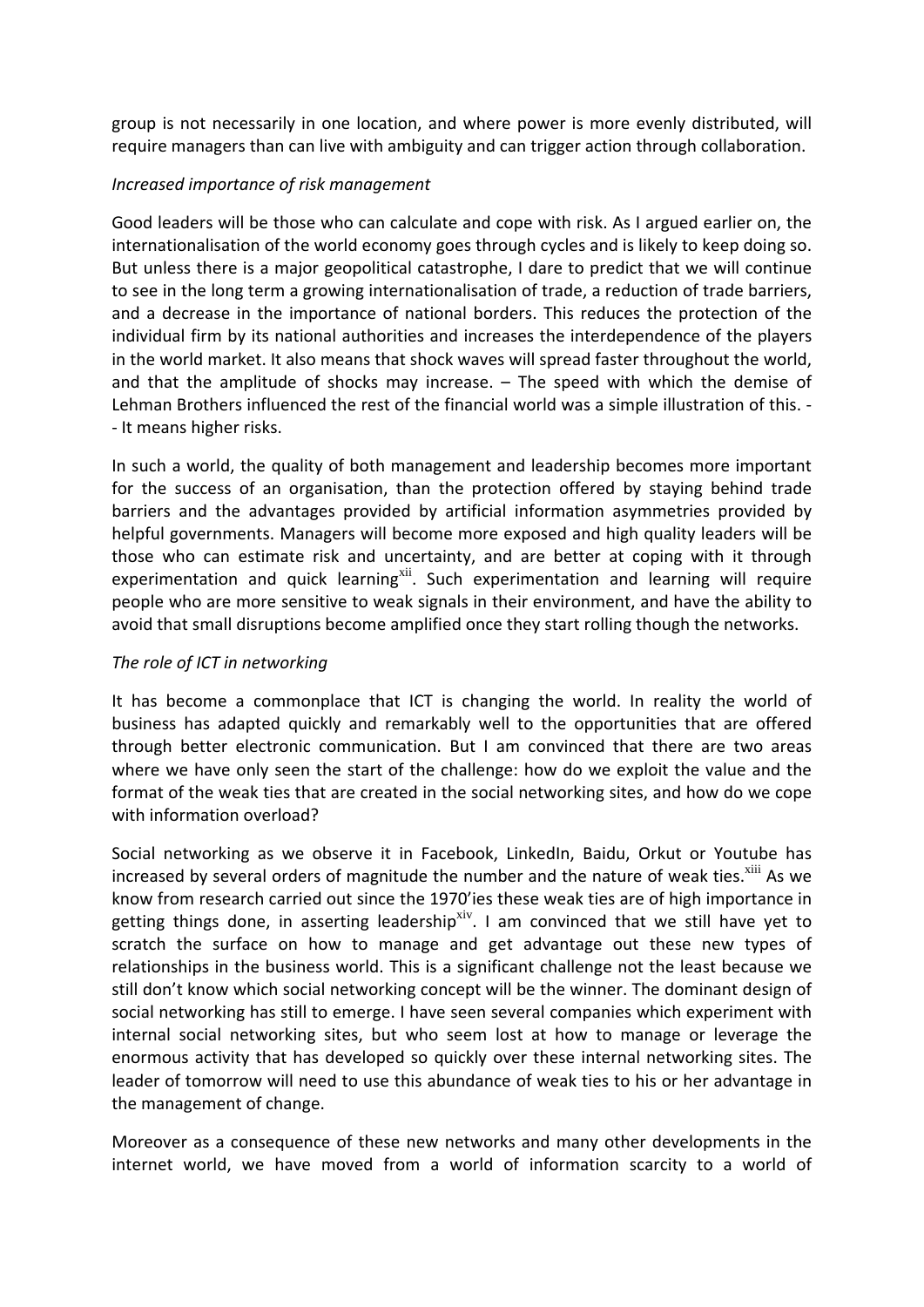group is not necessarily in one location, and where power is more evenly distributed, will require managers than can live with ambiguity and can trigger action through collaboration.

*Increased importance of risk management*

Good leaders will be those who can calculate and cope with risk. As I argued earlier on, the internationalisation of the world economy goes through cycles and is likely to keep doing so. But unless there is a major geopolitical catastrophe, I dare to predict that we will continue to see in the long term a growing internationalisation of trade, a reduction of trade barriers, and a decrease in the importance of national borders. This reduces the protection of the individual firm by its national authorities and increases the interdependence of the players in the world market. It also means that shock waves will spread faster throughout the world, and that the amplitude of shocks may increase. – The speed with which the demise of Lehman Brothers influenced the rest of the financial world was a simple illustration of this. -- It means higher risks.

In such a world, the quality of both management and leadership becomes more important for the success of an organisation, than the protection offered by staying behind trade barriers and the advantages provided by artificial information asymmetries provided by helpful governments. Managers will become more exposed and high quality leaders will be those who can estimate risk and uncertainty, and are better at coping with it through experimentation and quick learning[xii]. Such experimentation and learning will require people who are more sensitive to weak signals in their environment, and have the ability to avoid that small disruptions become amplified once they start rolling though the networks.

*The role of ICT in networking*

It has become a commonplace that ICT is changing the world. In reality the world of business has adapted quickly and remarkably well to the opportunities that are offered through better electronic communication. But I am convinced that there are two areas where we have only seen the start of the challenge: how do we exploit the value and the format of the weak ties that are created in the social networking sites, and how do we cope with information overload?

Social networking as we observe it in Facebook, LinkedIn, Baidu, Orkut or Youtube has increased by several orders of magnitude the number and the nature of weak ties.[xiii] As we know from research carried out since the 1970'ies these weak ties are of high importance in getting things done, in asserting leadership[xiv]. I am convinced that we still have yet to scratch the surface on how to manage and get advantage out these new types of relationships in the business world. This is a significant challenge not the least because we still don't know which social networking concept will be the winner. The dominant design of social networking has still to emerge. I have seen several companies which experiment with internal social networking sites, but who seem lost at how to manage or leverage the enormous activity that has developed so quickly over these internal networking sites. The leader of tomorrow will need to use this abundance of weak ties to his or her advantage in the management of change.

Moreover as a consequence of these new networks and many other developments in the internet world, we have moved from a world of information scarcity to a world of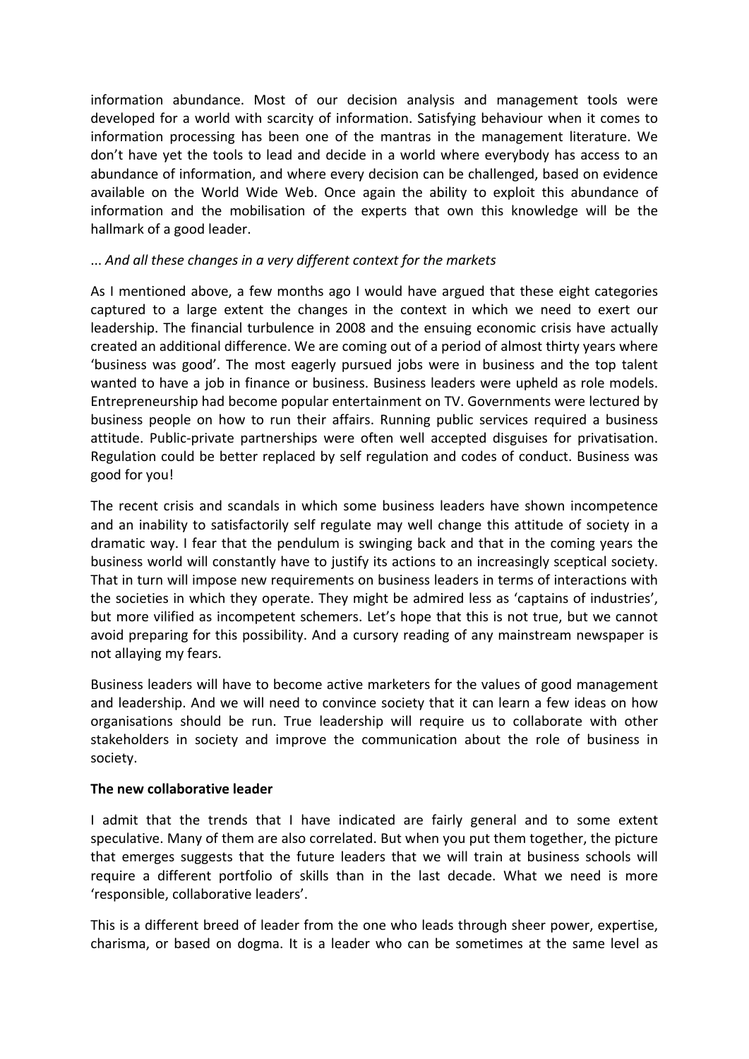information abundance. Most of our decision analysis and management tools were developed for a world with scarcity of information. Satisfying behaviour when it comes to information processing has been one of the mantras in the management literature. We don't have yet the tools to lead and decide in a world where everybody has access to an abundance of information, and where every decision can be challenged, based on evidence available on the World Wide Web. Once again the ability to exploit this abundance of information and the mobilisation of the experts that own this knowledge will be the hallmark of a good leader.

*... And all these changes in a very different context for the markets*

As I mentioned above, a few months ago I would have argued that these eight categories captured to a large extent the changes in the context in which we need to exert our leadership. The financial turbulence in 2008 and the ensuing economic crisis have actually created an additional difference. We are coming out of a period of almost thirty years where 'business was good'. The most eagerly pursued jobs were in business and the top talent wanted to have a job in finance or business. Business leaders were upheld as role models. Entrepreneurship had become popular entertainment on TV. Governments were lectured by business people on how to run their affairs. Running public services required a business attitude. Public-private partnerships were often well accepted disguises for privatisation. Regulation could be better replaced by self regulation and codes of conduct. Business was good for you!

The recent crisis and scandals in which some business leaders have shown incompetence and an inability to satisfactorily self regulate may well change this attitude of society in a dramatic way. I fear that the pendulum is swinging back and that in the coming years the business world will constantly have to justify its actions to an increasingly sceptical society. That in turn will impose new requirements on business leaders in terms of interactions with the societies in which they operate. They might be admired less as 'captains of industries', but more vilified as incompetent schemers. Let's hope that this is not true, but we cannot avoid preparing for this possibility. And a cursory reading of any mainstream newspaper is not allaying my fears.

Business leaders will have to become active marketers for the values of good management and leadership. And we will need to convince society that it can learn a few ideas on how organisations should be run. True leadership will require us to collaborate with other stakeholders in society and improve the communication about the role of business in society.

**The new collaborative leader**

I admit that the trends that I have indicated are fairly general and to some extent speculative. Many of them are also correlated. But when you put them together, the picture that emerges suggests that the future leaders that we will train at business schools will require a different portfolio of skills than in the last decade. What we need is more 'responsible, collaborative leaders'.

This is a different breed of leader from the one who leads through sheer power, expertise, charisma, or based on dogma. It is a leader who can be sometimes at the same level as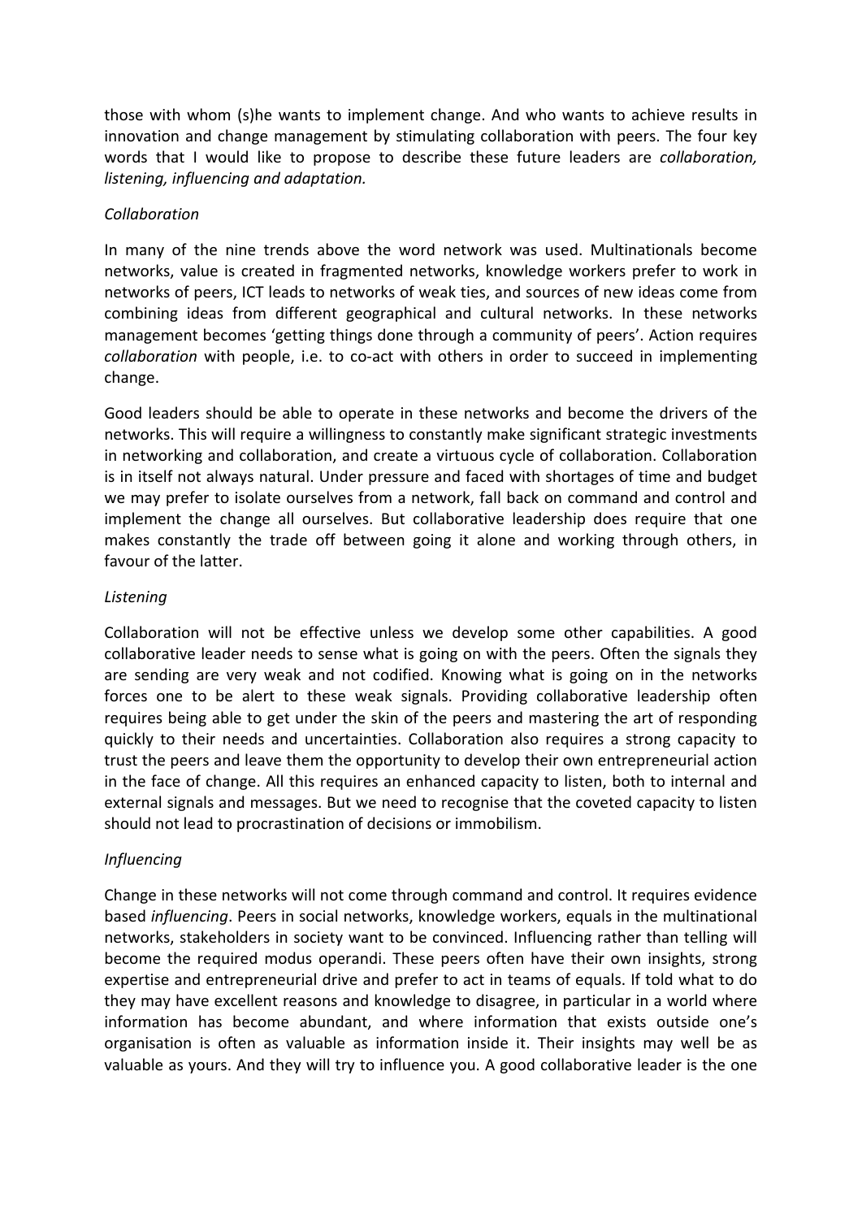those with whom (s)he wants to implement change. And who wants to achieve results in innovation and change management by stimulating collaboration with peers. The four key words that I would like to propose to describe these future leaders are *collaboration, listening, influencing and adaptation.*

*Collaboration*

In many of the nine trends above the word network was used. Multinationals become networks, value is created in fragmented networks, knowledge workers prefer to work in networks of peers, ICT leads to networks of weak ties, and sources of new ideas come from combining ideas from different geographical and cultural networks. In these networks management becomes 'getting things done through a community of peers'. Action requires *collaboration* with people, i.e. to co-act with others in order to succeed in implementing change.

Good leaders should be able to operate in these networks and become the drivers of the networks. This will require a willingness to constantly make significant strategic investments in networking and collaboration, and create a virtuous cycle of collaboration. Collaboration is in itself not always natural. Under pressure and faced with shortages of time and budget we may prefer to isolate ourselves from a network, fall back on command and control and implement the change all ourselves. But collaborative leadership does require that one makes constantly the trade off between going it alone and working through others, in favour of the latter.

*Listening*

Collaboration will not be effective unless we develop some other capabilities. A good collaborative leader needs to sense what is going on with the peers. Often the signals they are sending are very weak and not codified. Knowing what is going on in the networks forces one to be alert to these weak signals. Providing collaborative leadership often requires being able to get under the skin of the peers and mastering the art of responding quickly to their needs and uncertainties. Collaboration also requires a strong capacity to trust the peers and leave them the opportunity to develop their own entrepreneurial action in the face of change. All this requires an enhanced capacity to listen, both to internal and external signals and messages. But we need to recognise that the coveted capacity to listen should not lead to procrastination of decisions or immobilism.

*Influencing*

Change in these networks will not come through command and control. It requires evidence based *influencing*. Peers in social networks, knowledge workers, equals in the multinational networks, stakeholders in society want to be convinced. Influencing rather than telling will become the required modus operandi. These peers often have their own insights, strong expertise and entrepreneurial drive and prefer to act in teams of equals. If told what to do they may have excellent reasons and knowledge to disagree, in particular in a world where information has become abundant, and where information that exists outside one's organisation is often as valuable as information inside it. Their insights may well be as valuable as yours. And they will try to influence you. A good collaborative leader is the one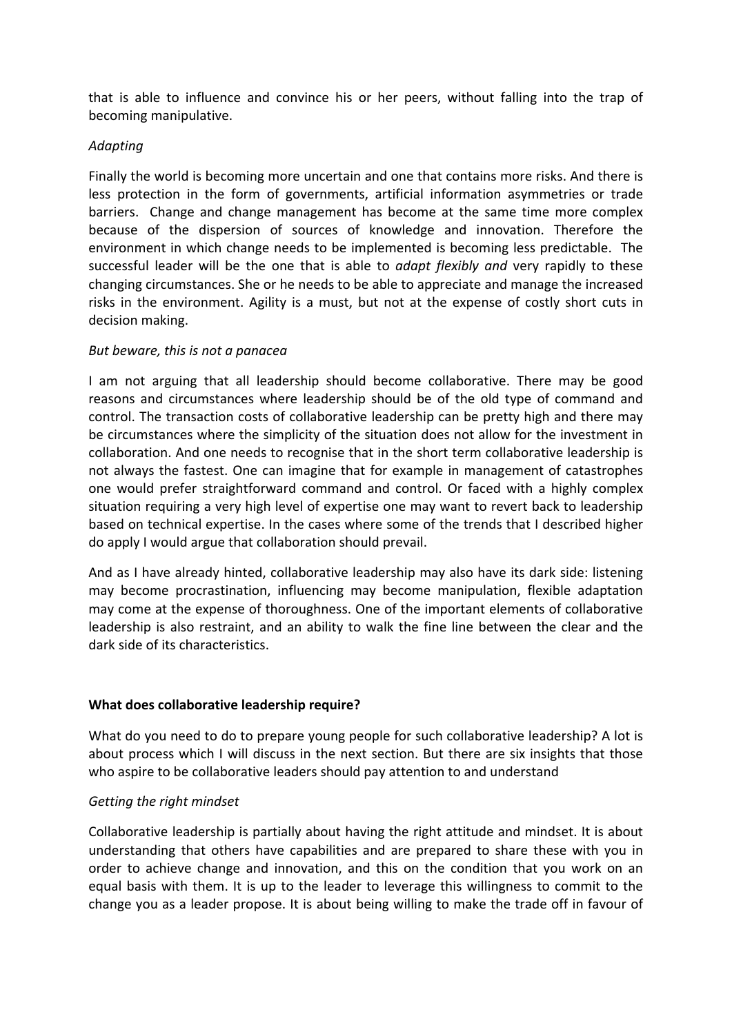that is able to influence and convince his or her peers, without falling into the trap of becoming manipulative.

*Adapting*

Finally the world is becoming more uncertain and one that contains more risks. And there is less protection in the form of governments, artificial information asymmetries or trade barriers. Change and change management has become at the same time more complex because of the dispersion of sources of knowledge and innovation. Therefore the environment in which change needs to be implemented is becoming less predictable. The successful leader will be the one that is able to *adapt flexibly and* very rapidly to these changing circumstances. She or he needs to be able to appreciate and manage the increased risks in the environment. Agility is a must, but not at the expense of costly short cuts in decision making.

*But beware, this is not a panacea*

I am not arguing that all leadership should become collaborative. There may be good reasons and circumstances where leadership should be of the old type of command and control. The transaction costs of collaborative leadership can be pretty high and there may be circumstances where the simplicity of the situation does not allow for the investment in collaboration. And one needs to recognise that in the short term collaborative leadership is not always the fastest. One can imagine that for example in management of catastrophes one would prefer straightforward command and control. Or faced with a highly complex situation requiring a very high level of expertise one may want to revert back to leadership based on technical expertise. In the cases where some of the trends that I described higher do apply I would argue that collaboration should prevail.

And as I have already hinted, collaborative leadership may also have its dark side: listening may become procrastination, influencing may become manipulation, flexible adaptation may come at the expense of thoroughness. One of the important elements of collaborative leadership is also restraint, and an ability to walk the fine line between the clear and the dark side of its characteristics.

**What does collaborative leadership require?**

What do you need to do to prepare young people for such collaborative leadership? A lot is about process which I will discuss in the next section. But there are six insights that those who aspire to be collaborative leaders should pay attention to and understand

*Getting the right mindset*

Collaborative leadership is partially about having the right attitude and mindset. It is about understanding that others have capabilities and are prepared to share these with you in order to achieve change and innovation, and this on the condition that you work on an equal basis with them. It is up to the leader to leverage this willingness to commit to the change you as a leader propose. It is about being willing to make the trade off in favour of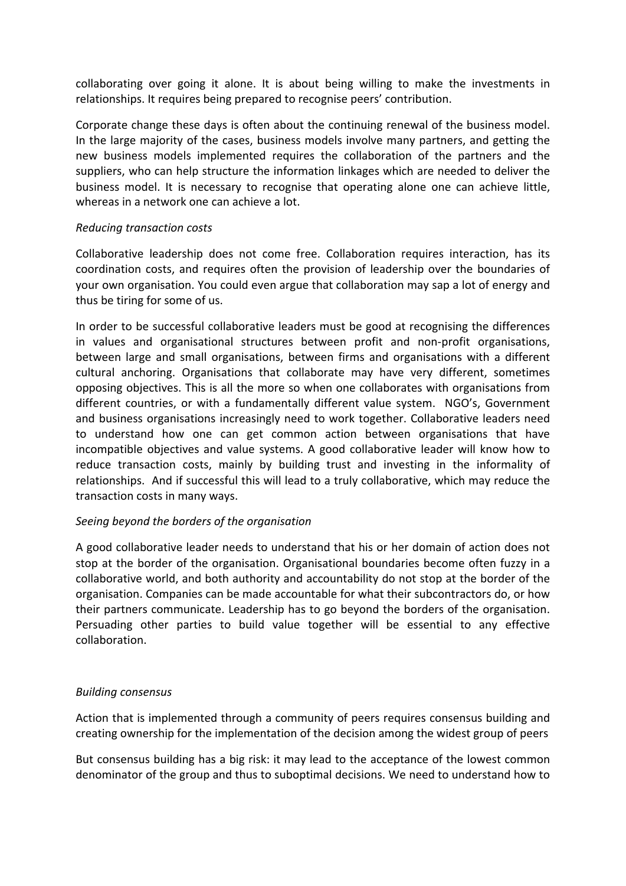collaborating over going it alone. It is about being willing to make the investments in relationships. It requires being prepared to recognise peers' contribution.

Corporate change these days is often about the continuing renewal of the business model. In the large majority of the cases, business models involve many partners, and getting the new business models implemented requires the collaboration of the partners and the suppliers, who can help structure the information linkages which are needed to deliver the business model. It is necessary to recognise that operating alone one can achieve little, whereas in a network one can achieve a lot.

*Reducing transaction costs*

Collaborative leadership does not come free. Collaboration requires interaction, has its coordination costs, and requires often the provision of leadership over the boundaries of your own organisation. You could even argue that collaboration may sap a lot of energy and thus be tiring for some of us.

In order to be successful collaborative leaders must be good at recognising the differences in values and organisational structures between profit and non-profit organisations, between large and small organisations, between firms and organisations with a different cultural anchoring. Organisations that collaborate may have very different, sometimes opposing objectives. This is all the more so when one collaborates with organisations from different countries, or with a fundamentally different value system. NGO's, Government and business organisations increasingly need to work together. Collaborative leaders need to understand how one can get common action between organisations that have incompatible objectives and value systems. A good collaborative leader will know how to reduce transaction costs, mainly by building trust and investing in the informality of relationships. And if successful this will lead to a truly collaborative, which may reduce the transaction costs in many ways.

*Seeing beyond the borders of the organisation*

A good collaborative leader needs to understand that his or her domain of action does not stop at the border of the organisation. Organisational boundaries become often fuzzy in a collaborative world, and both authority and accountability do not stop at the border of the organisation. Companies can be made accountable for what their subcontractors do, or how their partners communicate. Leadership has to go beyond the borders of the organisation. Persuading other parties to build value together will be essential to any effective collaboration.

*Building consensus*

Action that is implemented through a community of peers requires consensus building and creating ownership for the implementation of the decision among the widest group of peers

But consensus building has a big risk: it may lead to the acceptance of the lowest common denominator of the group and thus to suboptimal decisions. We need to understand how to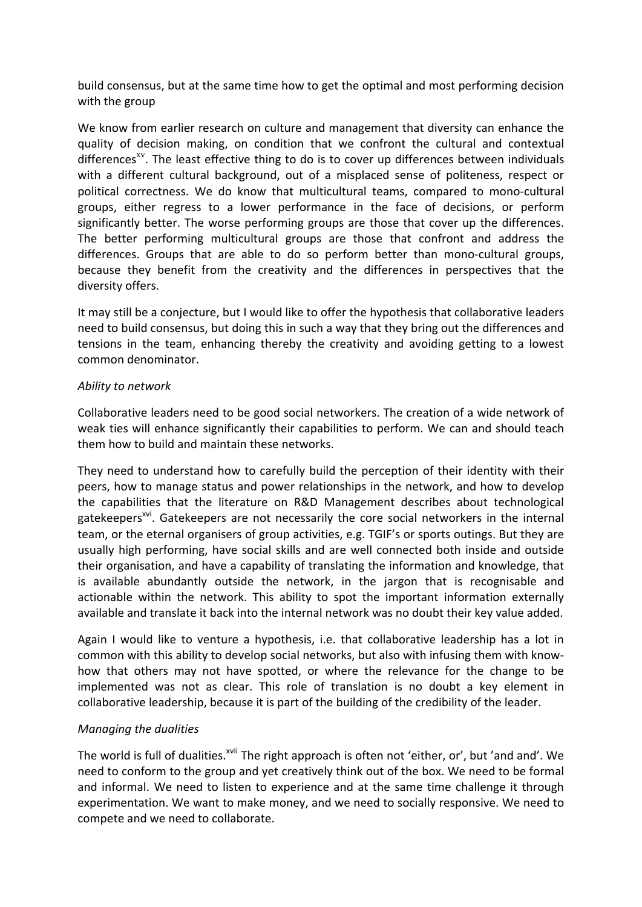build consensus, but at the same time how to get the optimal and most performing decision with the group

We know from earlier research on culture and management that diversity can enhance the quality of decision making, on condition that we confront the cultural and contextual differences[xv]. The least effective thing to do is to cover up differences between individuals with a different cultural background, out of a misplaced sense of politeness, respect or political correctness. We do know that multicultural teams, compared to mono-cultural groups, either regress to a lower performance in the face of decisions, or perform significantly better. The worse performing groups are those that cover up the differences. The better performing multicultural groups are those that confront and address the differences. Groups that are able to do so perform better than mono-cultural groups, because they benefit from the creativity and the differences in perspectives that the diversity offers.

It may still be a conjecture, but I would like to offer the hypothesis that collaborative leaders need to build consensus, but doing this in such a way that they bring out the differences and tensions in the team, enhancing thereby the creativity and avoiding getting to a lowest common denominator.

*Ability to network*

Collaborative leaders need to be good social networkers. The creation of a wide network of weak ties will enhance significantly their capabilities to perform. We can and should teach them how to build and maintain these networks.

They need to understand how to carefully build the perception of their identity with their peers, how to manage status and power relationships in the network, and how to develop the capabilities that the literature on R&D Management describes about technological gatekeepers[xvi]. Gatekeepers are not necessarily the core social networkers in the internal team, or the eternal organisers of group activities, e.g. TGIF's or sports outings. But they are usually high performing, have social skills and are well connected both inside and outside their organisation, and have a capability of translating the information and knowledge, that is available abundantly outside the network, in the jargon that is recognisable and actionable within the network. This ability to spot the important information externally available and translate it back into the internal network was no doubt their key value added.

Again I would like to venture a hypothesis, i.e. that collaborative leadership has a lot in common with this ability to develop social networks, but also with infusing them with know-how that others may not have spotted, or where the relevance for the change to be implemented was not as clear. This role of translation is no doubt a key element in collaborative leadership, because it is part of the building of the credibility of the leader.

*Managing the dualities*

The world is full of dualities.[xvii] The right approach is often not 'either, or', but 'and and'. We need to conform to the group and yet creatively think out of the box. We need to be formal and informal. We need to listen to experience and at the same time challenge it through experimentation. We want to make money, and we need to socially responsive. We need to compete and we need to collaborate.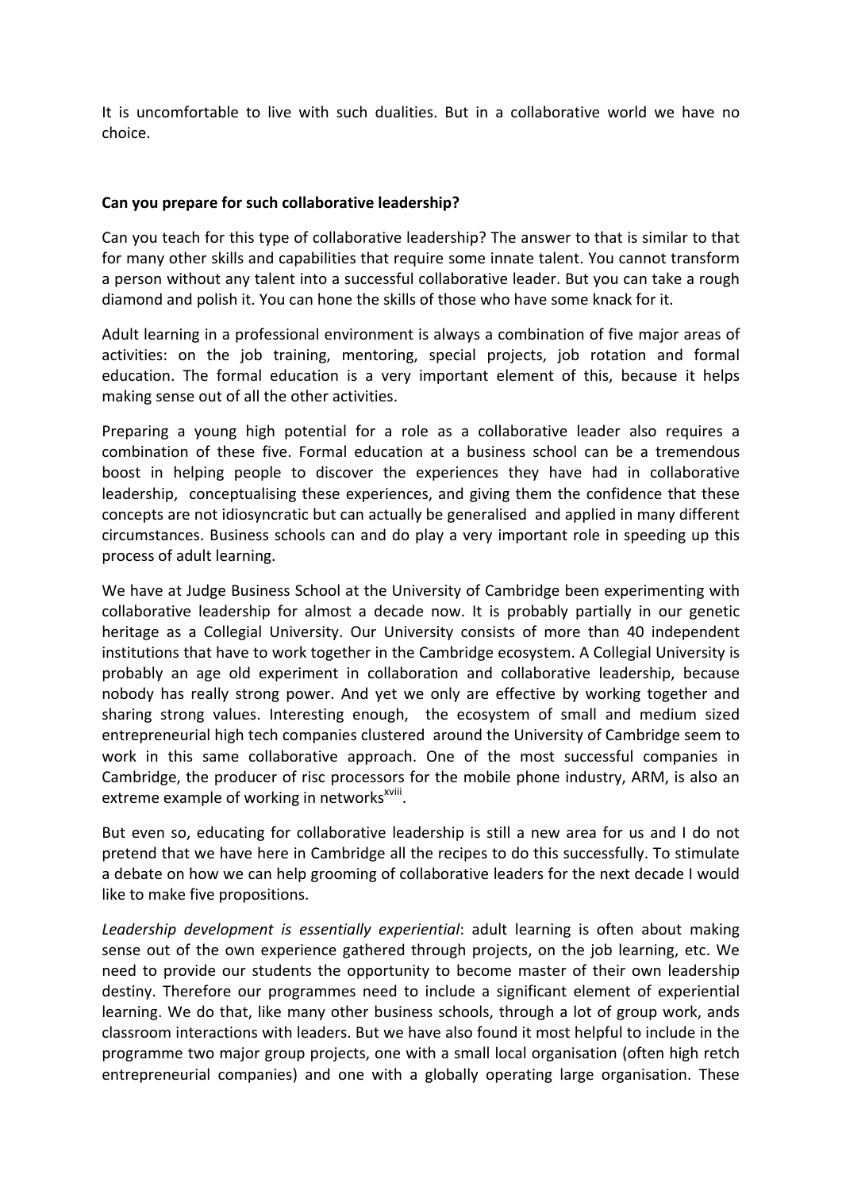It is uncomfortable to live with such dualities. But in a collaborative world we have no choice.

**Can you prepare for such collaborative leadership?**

Can you teach for this type of collaborative leadership? The answer to that is similar to that for many other skills and capabilities that require some innate talent. You cannot transform a person without any talent into a successful collaborative leader. But you can take a rough diamond and polish it. You can hone the skills of those who have some knack for it.

Adult learning in a professional environment is always a combination of five major areas of activities: on the job training, mentoring, special projects, job rotation and formal education. The formal education is a very important element of this, because it helps making sense out of all the other activities.

Preparing a young high potential for a role as a collaborative leader also requires a combination of these five. Formal education at a business school can be a tremendous boost in helping people to discover the experiences they have had in collaborative leadership, conceptualising these experiences, and giving them the confidence that these concepts are not idiosyncratic but can actually be generalised and applied in many different circumstances. Business schools can and do play a very important role in speeding up this process of adult learning.

We have at Judge Business School at the University of Cambridge been experimenting with collaborative leadership for almost a decade now. It is probably partially in our genetic heritage as a Collegial University. Our University consists of more than 40 independent institutions that have to work together in the Cambridge ecosystem. A Collegial University is probably an age old experiment in collaboration and collaborative leadership, because nobody has really strong power. And yet we only are effective by working together and sharing strong values. Interesting enough, the ecosystem of small and medium sized entrepreneurial high tech companies clustered around the University of Cambridge seem to work in this same collaborative approach. One of the most successful companies in Cambridge, the producer of risc processors for the mobile phone industry, ARM, is also an extreme example of working in networks[xviii].

But even so, educating for collaborative leadership is still a new area for us and I do not pretend that we have here in Cambridge all the recipes to do this successfully. To stimulate a debate on how we can help grooming of collaborative leaders for the next decade I would like to make five propositions.

*Leadership development is essentially experiential*: adult learning is often about making sense out of the own experience gathered through projects, on the job learning, etc. We need to provide our students the opportunity to become master of their own leadership destiny. Therefore our programmes need to include a significant element of experiential learning. We do that, like many other business schools, through a lot of group work, ands classroom interactions with leaders. But we have also found it most helpful to include in the programme two major group projects, one with a small local organisation (often high retch entrepreneurial companies) and one with a globally operating large organisation. These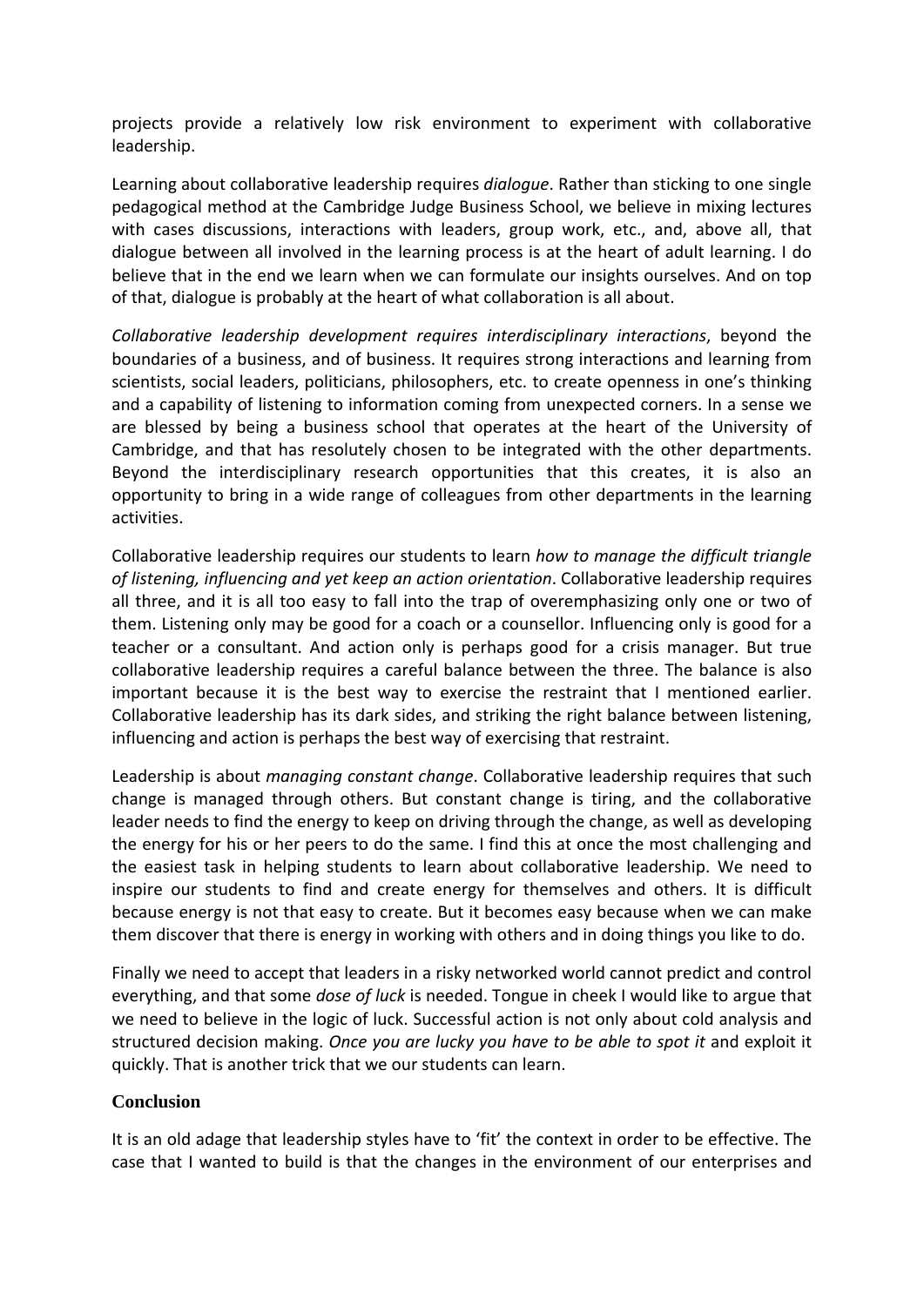projects provide a relatively low risk environment to experiment with collaborative leadership.

Learning about collaborative leadership requires *dialogue*. Rather than sticking to one single pedagogical method at the Cambridge Judge Business School, we believe in mixing lectures with cases discussions, interactions with leaders, group work, etc., and, above all, that dialogue between all involved in the learning process is at the heart of adult learning. I do believe that in the end we learn when we can formulate our insights ourselves. And on top of that, dialogue is probably at the heart of what collaboration is all about.

*Collaborative leadership development requires interdisciplinary interactions*, beyond the boundaries of a business, and of business. It requires strong interactions and learning from scientists, social leaders, politicians, philosophers, etc. to create openness in one's thinking and a capability of listening to information coming from unexpected corners. In a sense we are blessed by being a business school that operates at the heart of the University of Cambridge, and that has resolutely chosen to be integrated with the other departments. Beyond the interdisciplinary research opportunities that this creates, it is also an opportunity to bring in a wide range of colleagues from other departments in the learning activities.

Collaborative leadership requires our students to learn *how to manage the difficult triangle of listening, influencing and yet keep an action orientation*. Collaborative leadership requires all three, and it is all too easy to fall into the trap of overemphasizing only one or two of them. Listening only may be good for a coach or a counsellor. Influencing only is good for a teacher or a consultant. And action only is perhaps good for a crisis manager. But true collaborative leadership requires a careful balance between the three. The balance is also important because it is the best way to exercise the restraint that I mentioned earlier. Collaborative leadership has its dark sides, and striking the right balance between listening, influencing and action is perhaps the best way of exercising that restraint.

Leadership is about *managing constant change*. Collaborative leadership requires that such change is managed through others. But constant change is tiring, and the collaborative leader needs to find the energy to keep on driving through the change, as well as developing the energy for his or her peers to do the same. I find this at once the most challenging and the easiest task in helping students to learn about collaborative leadership. We need to inspire our students to find and create energy for themselves and others. It is difficult because energy is not that easy to create. But it becomes easy because when we can make them discover that there is energy in working with others and in doing things you like to do.

Finally we need to accept that leaders in a risky networked world cannot predict and control everything, and that some *dose of luck* is needed. Tongue in cheek I would like to argue that we need to believe in the logic of luck. Successful action is not only about cold analysis and structured decision making. *Once you are lucky you have to be able to spot it* and exploit it quickly. That is another trick that we our students can learn.

## Conclusion

It is an old adage that leadership styles have to 'fit' the context in order to be effective. The case that I wanted to build is that the changes in the environment of our enterprises and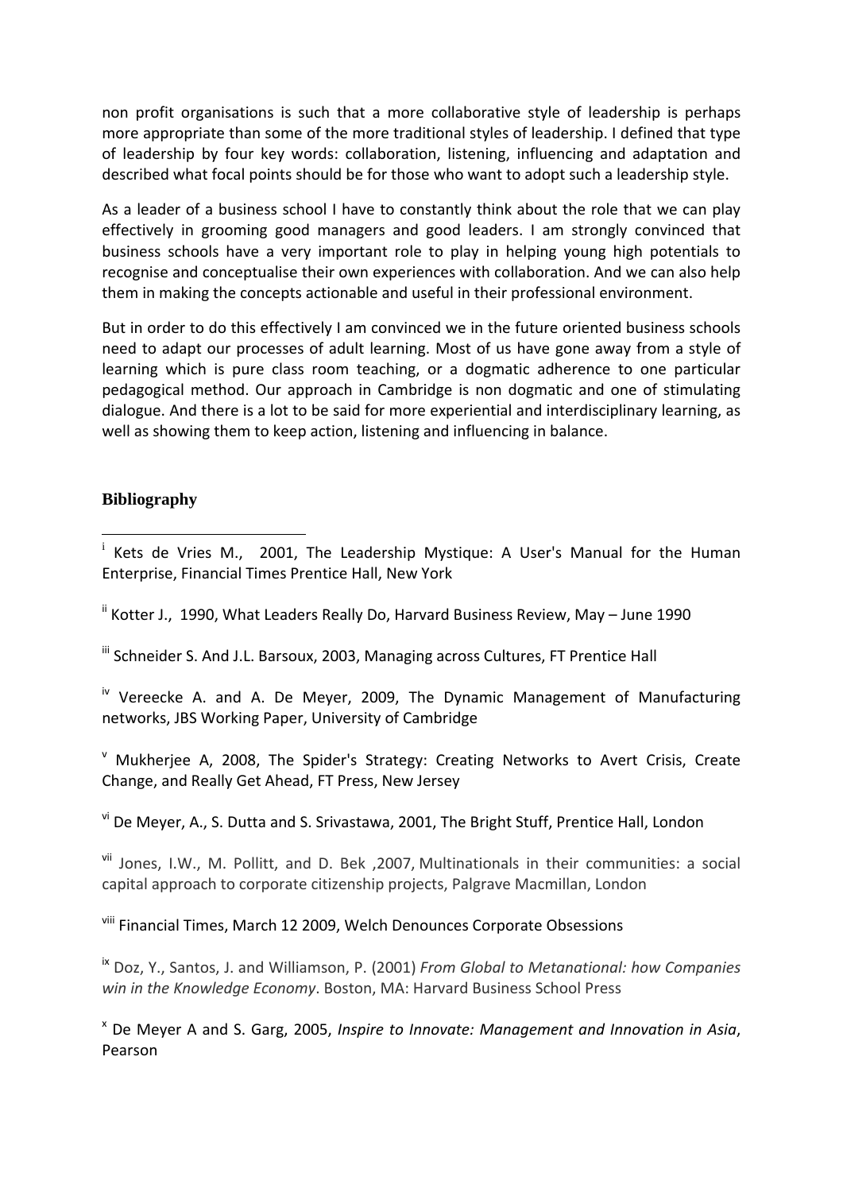non profit organisations is such that a more collaborative style of leadership is perhaps more appropriate than some of the more traditional styles of leadership. I defined that type of leadership by four key words: collaboration, listening, influencing and adaptation and described what focal points should be for those who want to adopt such a leadership style.

As a leader of a business school I have to constantly think about the role that we can play effectively in grooming good managers and good leaders. I am strongly convinced that business schools have a very important role to play in helping young high potentials to recognise and conceptualise their own experiences with collaboration. And we can also help them in making the concepts actionable and useful in their professional environment.

But in order to do this effectively I am convinced we in the future oriented business schools need to adapt our processes of adult learning. Most of us have gone away from a style of learning which is pure class room teaching, or a dogmatic adherence to one particular pedagogical method. Our approach in Cambridge is non dogmatic and one of stimulating dialogue. And there is a lot to be said for more experiential and interdisciplinary learning, as well as showing them to keep action, listening and influencing in balance.

## Bibliography

[i] Kets de Vries M., 2001, The Leadership Mystique: A User's Manual for the Human Enterprise, Financial Times Prentice Hall, New York

[ii] Kotter J., 1990, What Leaders Really Do, Harvard Business Review, May – June 1990

[iii] Schneider S. And J.L. Barsoux, 2003, Managing across Cultures, FT Prentice Hall

[iv] Vereecke A. and A. De Meyer, 2009, The Dynamic Management of Manufacturing networks, JBS Working Paper, University of Cambridge

[v] Mukherjee A, 2008, The Spider's Strategy: Creating Networks to Avert Crisis, Create Change, and Really Get Ahead, FT Press, New Jersey

[vi] De Meyer, A., S. Dutta and S. Srivastawa, 2001, The Bright Stuff, Prentice Hall, London

[vii] Jones, I.W., M. Pollitt, and D. Bek ,2007, Multinationals in their communities: a social capital approach to corporate citizenship projects, Palgrave Macmillan, London

[viii] Financial Times, March 12 2009, Welch Denounces Corporate Obsessions

[ix] Doz, Y., Santos, J. and Williamson, P. (2001) *From Global to Metanational: how Companies win in the Knowledge Economy*. Boston, MA: Harvard Business School Press

[x] De Meyer A and S. Garg, 2005, *Inspire to Innovate: Management and Innovation in Asia*, Pearson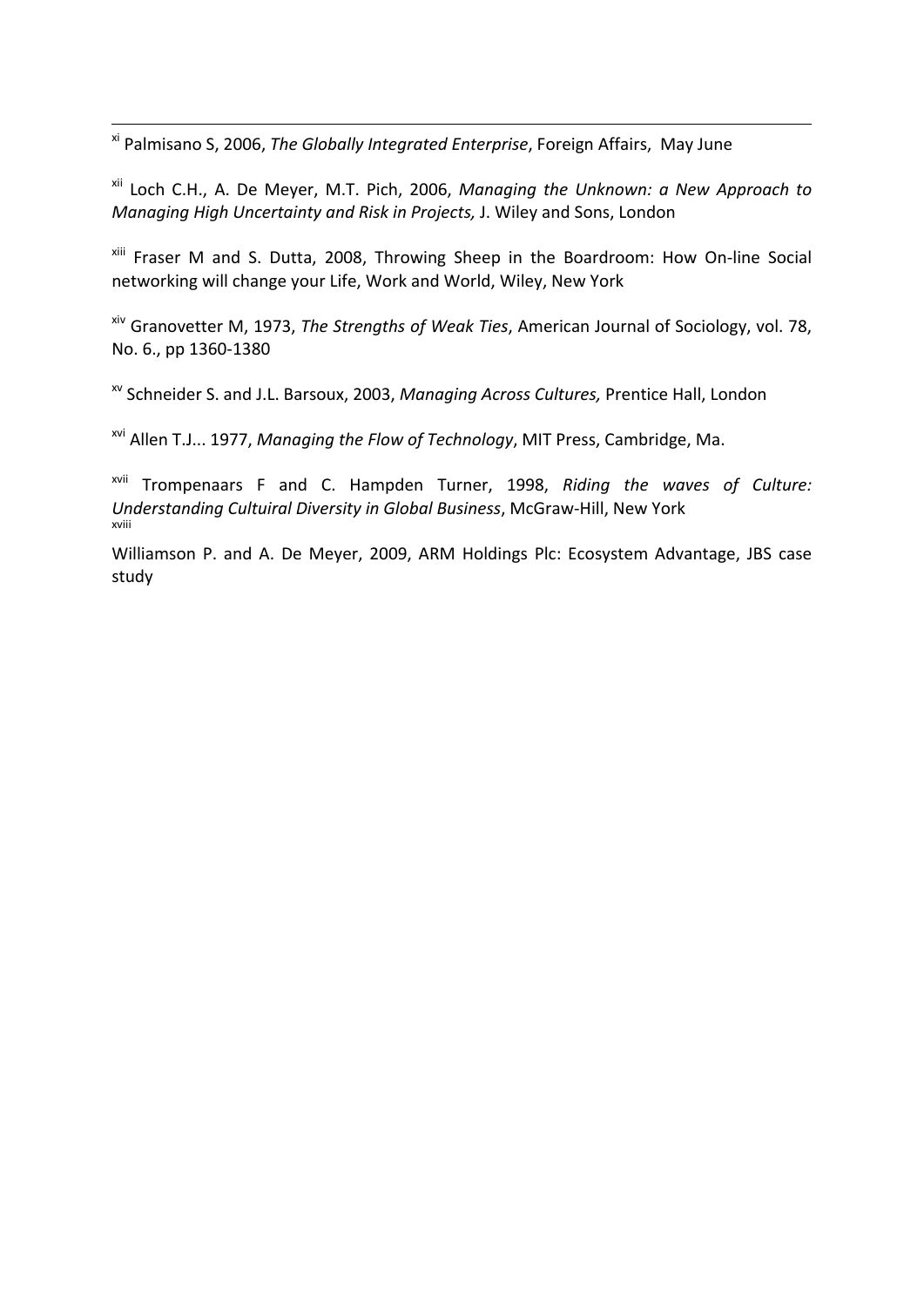[xi] Palmisano S, 2006, *The Globally Integrated Enterprise*, Foreign Affairs, May June

[xii] Loch C.H., A. De Meyer, M.T. Pich, 2006, *Managing the Unknown: a New Approach to Managing High Uncertainty and Risk in Projects,* J. Wiley and Sons, London

[xiii] Fraser M and S. Dutta, 2008, Throwing Sheep in the Boardroom: How On-line Social networking will change your Life, Work and World, Wiley, New York

[xiv] Granovetter M, 1973, *The Strengths of Weak Ties*, American Journal of Sociology, vol. 78, No. 6., pp 1360-1380

[xv] Schneider S. and J.L. Barsoux, 2003, *Managing Across Cultures,* Prentice Hall, London

[xvi] Allen T.J... 1977, *Managing the Flow of Technology*, MIT Press, Cambridge, Ma.

[xvii] Trompenaars F and C. Hampden Turner, 1998, *Riding the waves of Culture: Understanding Cultuiral Diversity in Global Business*, McGraw-Hill, New York

[xviii] Williamson P. and A. De Meyer, 2009, ARM Holdings Plc: Ecosystem Advantage, JBS case study